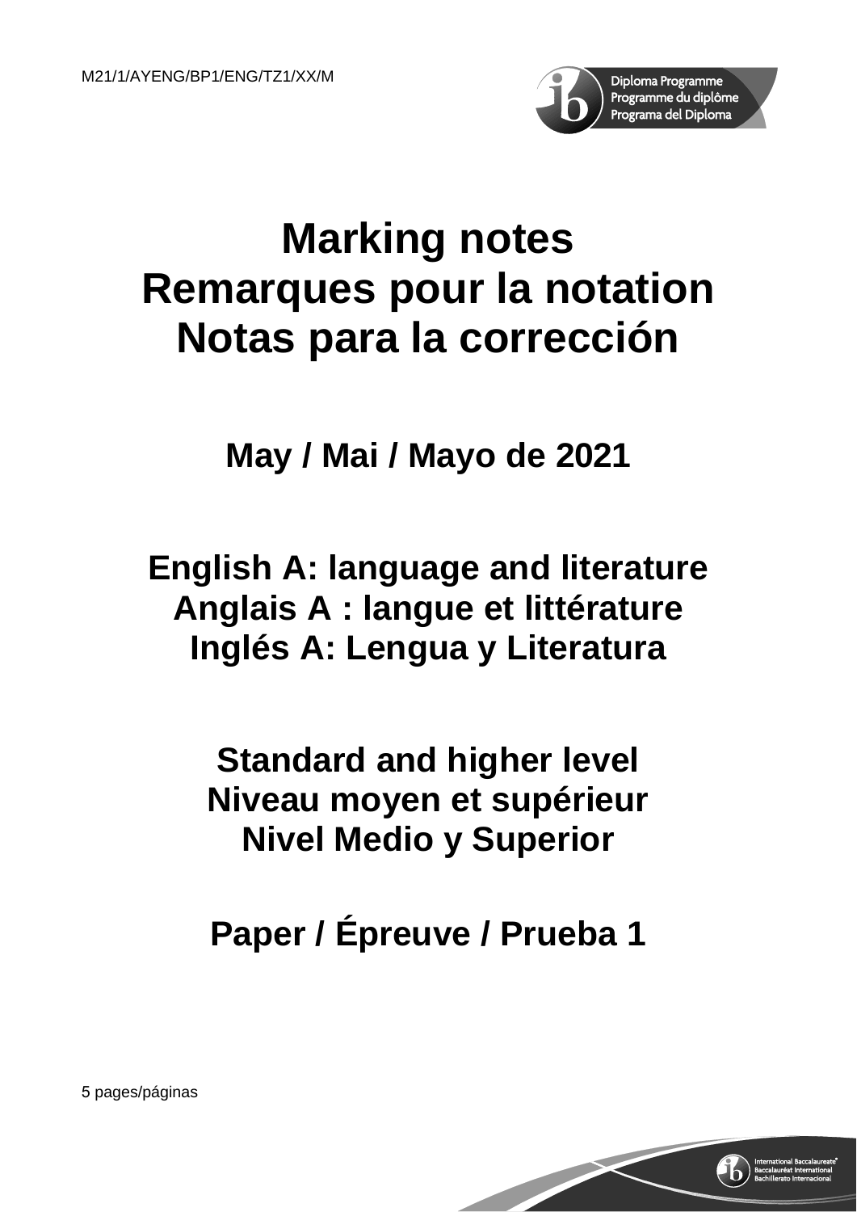M21/1/AYENG/BP1/ENG/TZ1/XX/M

# Marking notes
# Remarques pour la notation
# Notas para la corrección

## May / Mai / Mayo de 2021

## English A: language and literature
## Anglais A : langue et littérature
## Inglés A: Lengua y Literatura

## Standard and higher level
## Niveau moyen et supérieur
## Nivel Medio y Superior

## Paper / Épreuve / Prueba 1

5 pages/páginas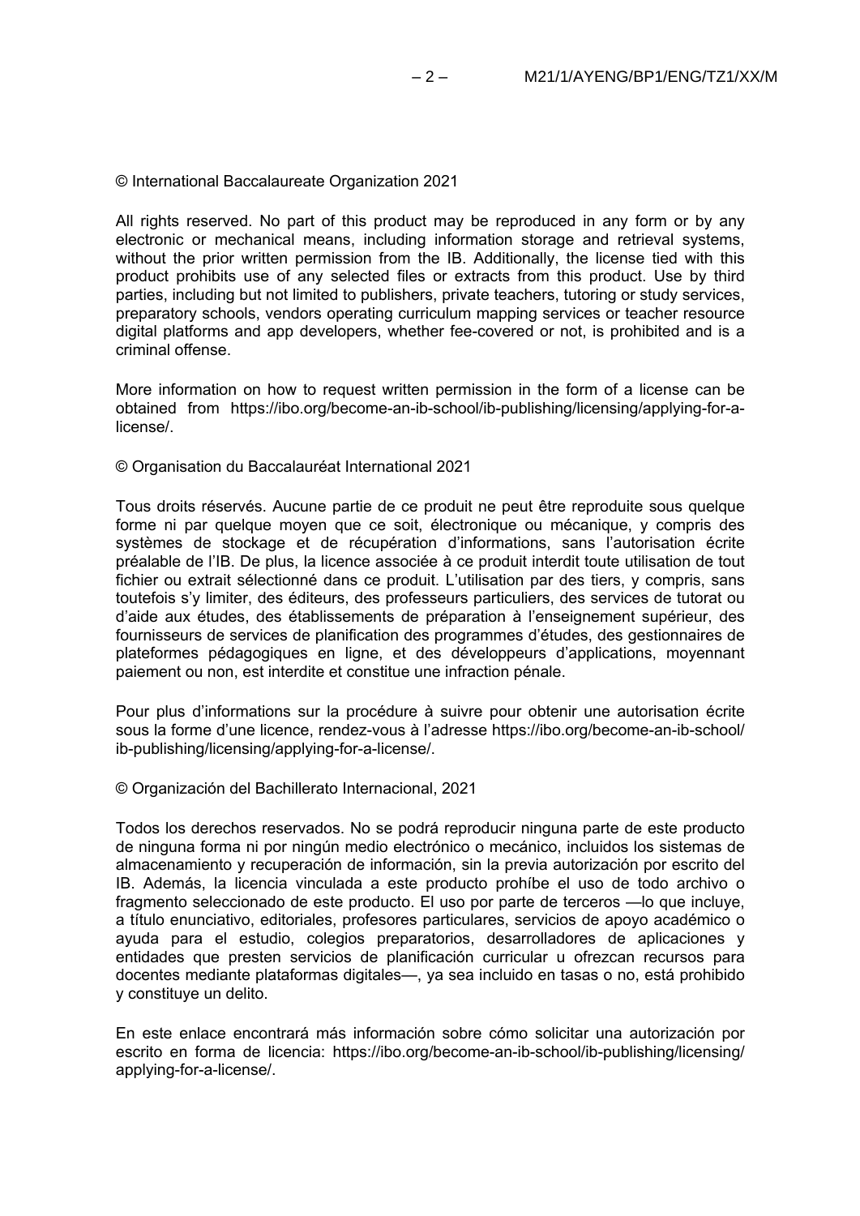© International Baccalaureate Organization 2021

All rights reserved. No part of this product may be reproduced in any form or by any electronic or mechanical means, including information storage and retrieval systems, without the prior written permission from the IB. Additionally, the license tied with this product prohibits use of any selected files or extracts from this product. Use by third parties, including but not limited to publishers, private teachers, tutoring or study services, preparatory schools, vendors operating curriculum mapping services or teacher resource digital platforms and app developers, whether fee-covered or not, is prohibited and is a criminal offense.

More information on how to request written permission in the form of a license can be obtained from https://ibo.org/become-an-ib-school/ib-publishing/licensing/applying-for-a-license/.

© Organisation du Baccalauréat International 2021

Tous droits réservés. Aucune partie de ce produit ne peut être reproduite sous quelque forme ni par quelque moyen que ce soit, électronique ou mécanique, y compris des systèmes de stockage et de récupération d'informations, sans l'autorisation écrite préalable de l'IB. De plus, la licence associée à ce produit interdit toute utilisation de tout fichier ou extrait sélectionné dans ce produit. L'utilisation par des tiers, y compris, sans toutefois s'y limiter, des éditeurs, des professeurs particuliers, des services de tutorat ou d'aide aux études, des établissements de préparation à l'enseignement supérieur, des fournisseurs de services de planification des programmes d'études, des gestionnaires de plateformes pédagogiques en ligne, et des développeurs d'applications, moyennant paiement ou non, est interdite et constitue une infraction pénale.

Pour plus d'informations sur la procédure à suivre pour obtenir une autorisation écrite sous la forme d'une licence, rendez-vous à l'adresse https://ibo.org/become-an-ib-school/ib-publishing/licensing/applying-for-a-license/.

© Organización del Bachillerato Internacional, 2021

Todos los derechos reservados. No se podrá reproducir ninguna parte de este producto de ninguna forma ni por ningún medio electrónico o mecánico, incluidos los sistemas de almacenamiento y recuperación de información, sin la previa autorización por escrito del IB. Además, la licencia vinculada a este producto prohíbe el uso de todo archivo o fragmento seleccionado de este producto. El uso por parte de terceros —lo que incluye, a título enunciativo, editoriales, profesores particulares, servicios de apoyo académico o ayuda para el estudio, colegios preparatorios, desarrolladores de aplicaciones y entidades que presten servicios de planificación curricular u ofrezcan recursos para docentes mediante plataformas digitales—, ya sea incluido en tasas o no, está prohibido y constituye un delito.

En este enlace encontrará más información sobre cómo solicitar una autorización por escrito en forma de licencia: https://ibo.org/become-an-ib-school/ib-publishing/licensing/applying-for-a-license/.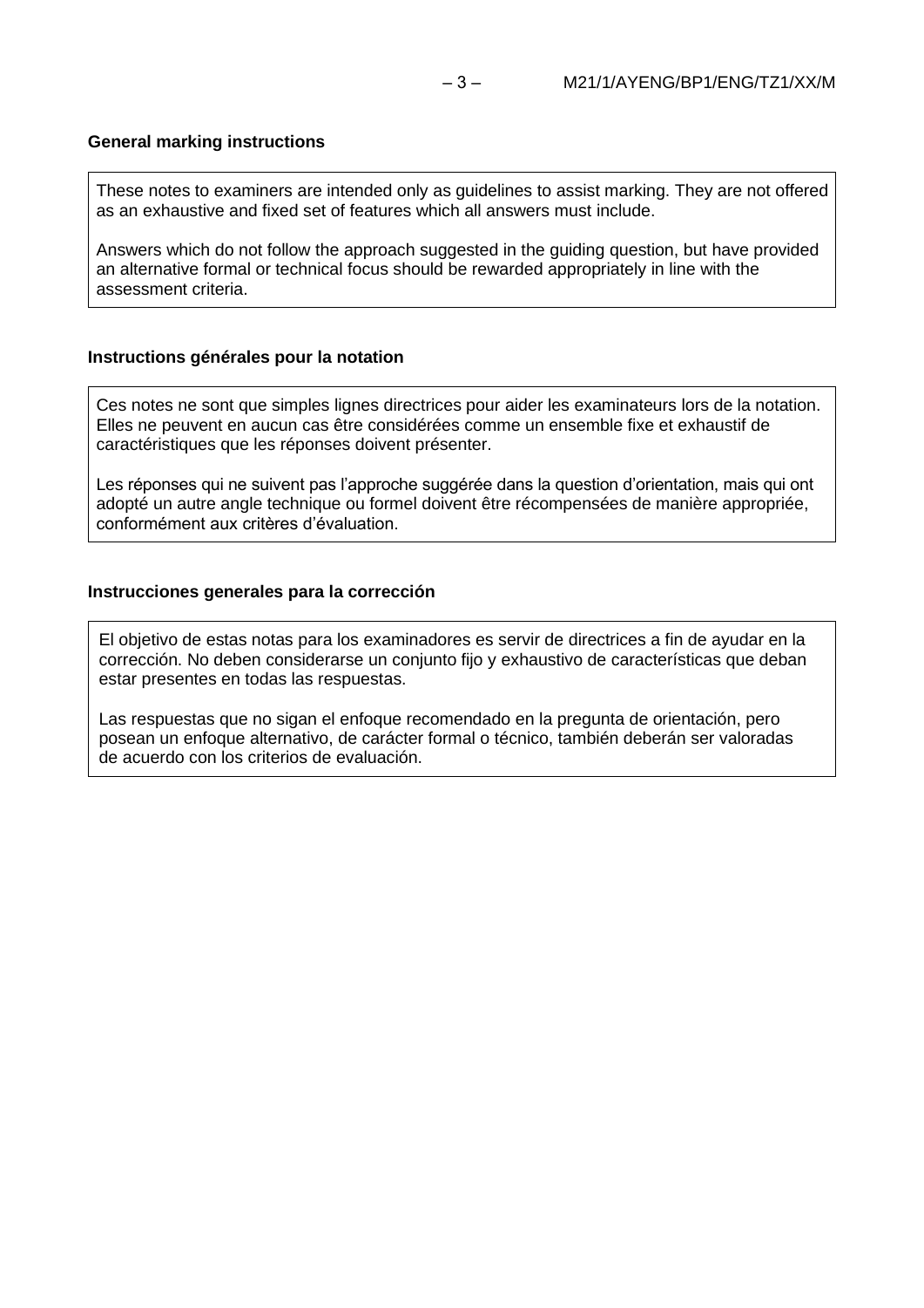**General marking instructions**

These notes to examiners are intended only as guidelines to assist marking. They are not offered as an exhaustive and fixed set of features which all answers must include.

Answers which do not follow the approach suggested in the guiding question, but have provided an alternative formal or technical focus should be rewarded appropriately in line with the assessment criteria.

**Instructions générales pour la notation**

Ces notes ne sont que simples lignes directrices pour aider les examinateurs lors de la notation. Elles ne peuvent en aucun cas être considérées comme un ensemble fixe et exhaustif de caractéristiques que les réponses doivent présenter.

Les réponses qui ne suivent pas l'approche suggérée dans la question d'orientation, mais qui ont adopté un autre angle technique ou formel doivent être récompensées de manière appropriée, conformément aux critères d'évaluation.

**Instrucciones generales para la corrección**

El objetivo de estas notas para los examinadores es servir de directrices a fin de ayudar en la corrección. No deben considerarse un conjunto fijo y exhaustivo de características que deban estar presentes en todas las respuestas.

Las respuestas que no sigan el enfoque recomendado en la pregunta de orientación, pero posean un enfoque alternativo, de carácter formal o técnico, también deberán ser valoradas de acuerdo con los criterios de evaluación.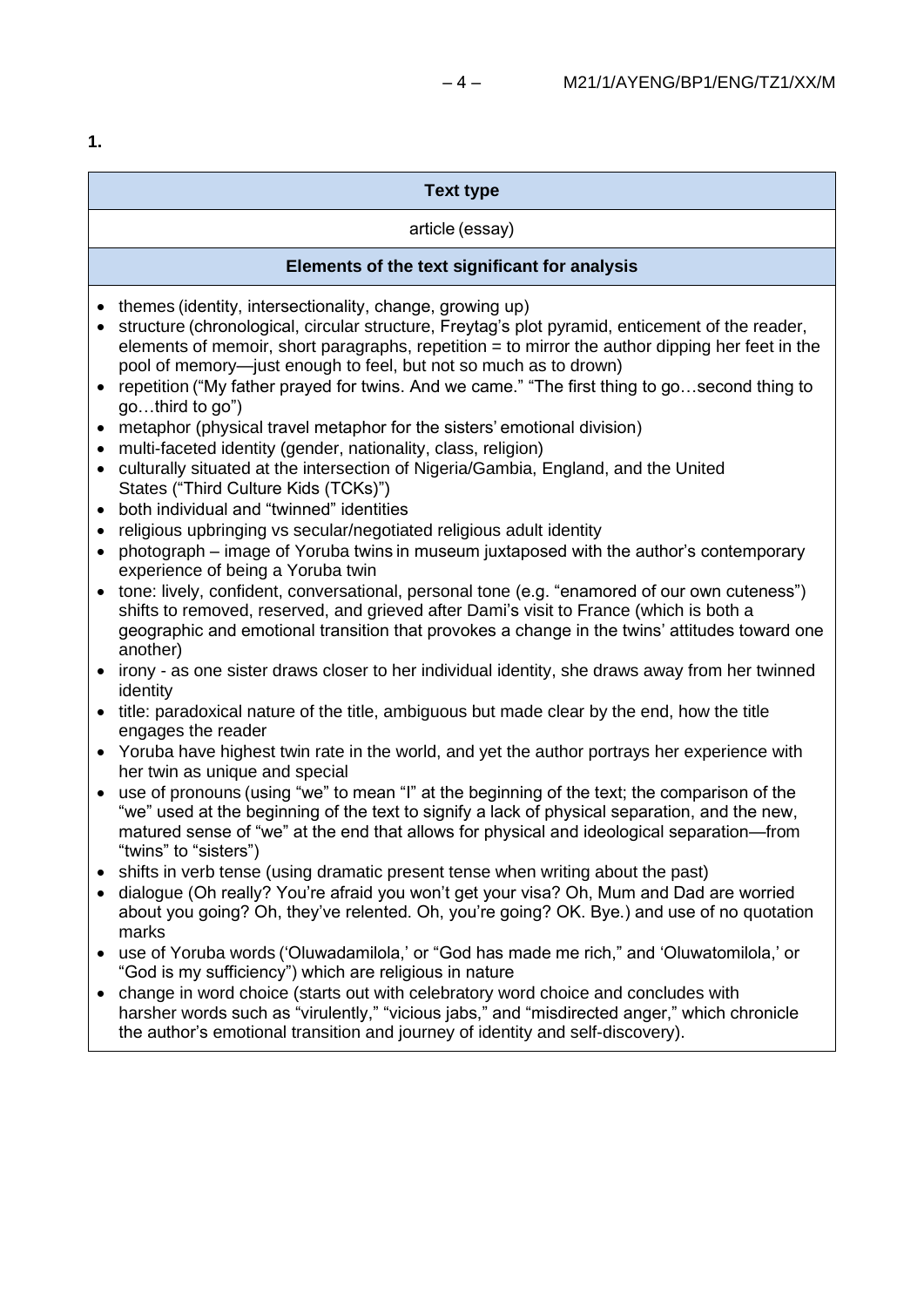**1.**

| Text type |
|---|
| article (essay) |
| **Elements of the text significant for analysis** |
| • themes (identity, intersectionality, change, growing up)<br>• structure (chronological, circular structure, Freytag's plot pyramid, enticement of the reader, elements of memoir, short paragraphs, repetition = to mirror the author dipping her feet in the pool of memory—just enough to feel, but not so much as to drown)<br>• repetition ("My father prayed for twins. And we came." "The first thing to go…second thing to go…third to go")<br>• metaphor (physical travel metaphor for the sisters' emotional division)<br>• multi-faceted identity (gender, nationality, class, religion)<br>• culturally situated at the intersection of Nigeria/Gambia, England, and the United States ("Third Culture Kids (TCKs)")<br>• both individual and "twinned" identities<br>• religious upbringing vs secular/negotiated religious adult identity<br>• photograph – image of Yoruba twins in museum juxtaposed with the author's contemporary experience of being a Yoruba twin<br>• tone: lively, confident, conversational, personal tone (e.g. "enamored of our own cuteness") shifts to removed, reserved, and grieved after Dami's visit to France (which is both a geographic and emotional transition that provokes a change in the twins' attitudes toward one another)<br>• irony - as one sister draws closer to her individual identity, she draws away from her twinned identity<br>• title: paradoxical nature of the title, ambiguous but made clear by the end, how the title engages the reader<br>• Yoruba have highest twin rate in the world, and yet the author portrays her experience with her twin as unique and special<br>• use of pronouns (using "we" to mean "I" at the beginning of the text; the comparison of the "we" used at the beginning of the text to signify a lack of physical separation, and the new, matured sense of "we" at the end that allows for physical and ideological separation—from "twins" to "sisters")<br>• shifts in verb tense (using dramatic present tense when writing about the past)<br>• dialogue (Oh really? You're afraid you won't get your visa? Oh, Mum and Dad are worried about you going? Oh, they've relented. Oh, you're going? OK. Bye.) and use of no quotation marks<br>• use of Yoruba words ('Oluwadamilola,' or "God has made me rich," and 'Oluwatomilola,' or "God is my sufficiency") which are religious in nature<br>• change in word choice (starts out with celebratory word choice and concludes with harsher words such as "virulently," "vicious jabs," and "misdirected anger," which chronicle the author's emotional transition and journey of identity and self-discovery). |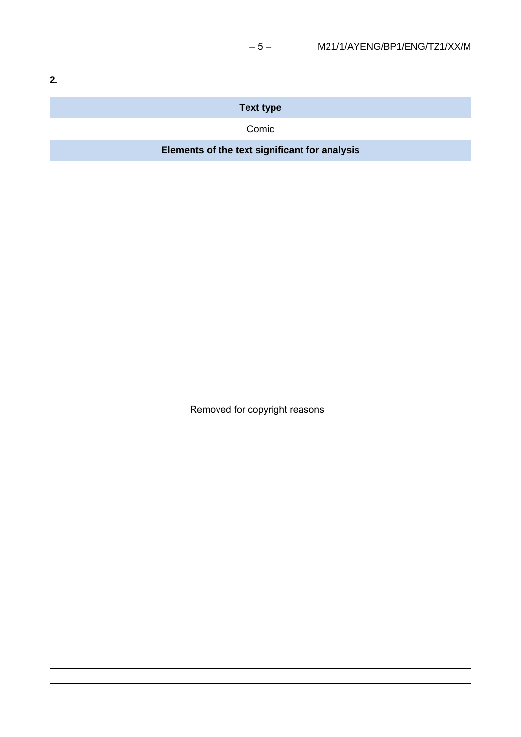**2.**

| Text type |
| --- |
| Comic |
| **Elements of the text significant for analysis** |
| Removed for copyright reasons |